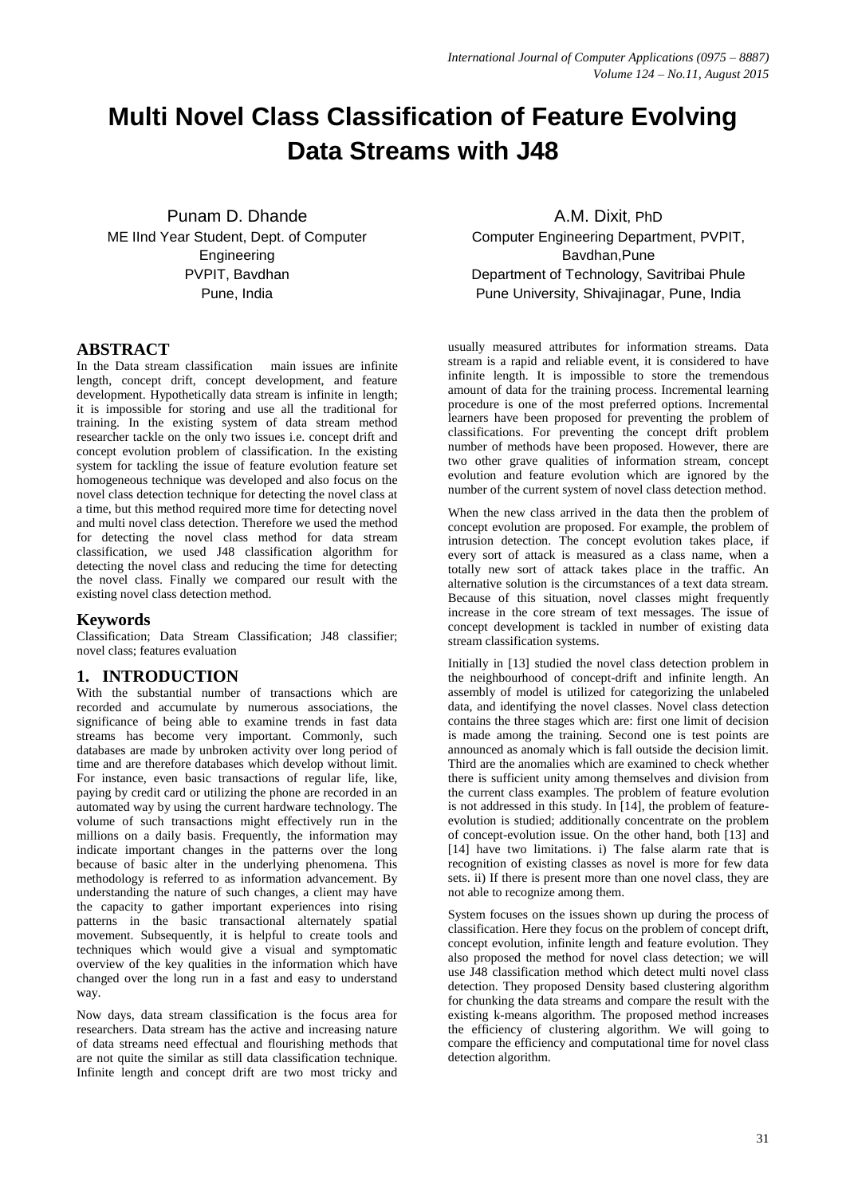# Multi Novel Class Classification of Feature Evolving Data Streams with J48

Punam D. Dhande
ME IInd Year Student, Dept. of Computer Engineering
PVPIT, Bavdhan
Pune, India

A.M. Dixit, PhD
Computer Engineering Department, PVPIT, Bavdhan,Pune
Department of Technology, Savitribai Phule Pune University, Shivajinagar, Pune, India

## ABSTRACT

In the Data stream classification main issues are infinite length, concept drift, concept development, and feature development. Hypothetically data stream is infinite in length; it is impossible for storing and use all the traditional for training. In the existing system of data stream method researcher tackle on the only two issues i.e. concept drift and concept evolution problem of classification. In the existing system for tackling the issue of feature evolution feature set homogeneous technique was developed and also focus on the novel class detection technique for detecting the novel class at a time, but this method required more time for detecting novel and multi novel class detection. Therefore we used the method for detecting the novel class method for data stream classification, we used J48 classification algorithm for detecting the novel class and reducing the time for detecting the novel class. Finally we compared our result with the existing novel class detection method.

## Keywords

Classification; Data Stream Classification; J48 classifier; novel class; features evaluation

## 1. INTRODUCTION

With the substantial number of transactions which are recorded and accumulate by numerous associations, the significance of being able to examine trends in fast data streams has become very important. Commonly, such databases are made by unbroken activity over long period of time and are therefore databases which develop without limit. For instance, even basic transactions of regular life, like, paying by credit card or utilizing the phone are recorded in an automated way by using the current hardware technology. The volume of such transactions might effectively run in the millions on a daily basis. Frequently, the information may indicate important changes in the patterns over the long because of basic alter in the underlying phenomena. This methodology is referred to as information advancement. By understanding the nature of such changes, a client may have the capacity to gather important experiences into rising patterns in the basic transactional alternately spatial movement. Subsequently, it is helpful to create tools and techniques which would give a visual and symptomatic overview of the key qualities in the information which have changed over the long run in a fast and easy to understand way.

Now days, data stream classification is the focus area for researchers. Data stream has the active and increasing nature of data streams need effectual and flourishing methods that are not quite the similar as still data classification technique. Infinite length and concept drift are two most tricky and usually measured attributes for information streams. Data stream is a rapid and reliable event, it is considered to have infinite length. It is impossible to store the tremendous amount of data for the training process. Incremental learning procedure is one of the most preferred options. Incremental learners have been proposed for preventing the problem of classifications. For preventing the concept drift problem number of methods have been proposed. However, there are two other grave qualities of information stream, concept evolution and feature evolution which are ignored by the number of the current system of novel class detection method.

When the new class arrived in the data then the problem of concept evolution are proposed. For example, the problem of intrusion detection. The concept evolution takes place, if every sort of attack is measured as a class name, when a totally new sort of attack takes place in the traffic. An alternative solution is the circumstances of a text data stream. Because of this situation, novel classes might frequently increase in the core stream of text messages. The issue of concept development is tackled in number of existing data stream classification systems.

Initially in [13] studied the novel class detection problem in the neighbourhood of concept-drift and infinite length. An assembly of model is utilized for categorizing the unlabeled data, and identifying the novel classes. Novel class detection contains the three stages which are: first one limit of decision is made among the training. Second one is test points are announced as anomaly which is fall outside the decision limit. Third are the anomalies which are examined to check whether there is sufficient unity among themselves and division from the current class examples. The problem of feature evolution is not addressed in this study. In [14], the problem of feature-evolution is studied; additionally concentrate on the problem of concept-evolution issue. On the other hand, both [13] and [14] have two limitations. i) The false alarm rate that is recognition of existing classes as novel is more for few data sets. ii) If there is present more than one novel class, they are not able to recognize among them.

System focuses on the issues shown up during the process of classification. Here they focus on the problem of concept drift, concept evolution, infinite length and feature evolution. They also proposed the method for novel class detection; we will use J48 classification method which detect multi novel class detection. They proposed Density based clustering algorithm for chunking the data streams and compare the result with the existing k-means algorithm. The proposed method increases the efficiency of clustering algorithm. We will going to compare the efficiency and computational time for novel class detection algorithm.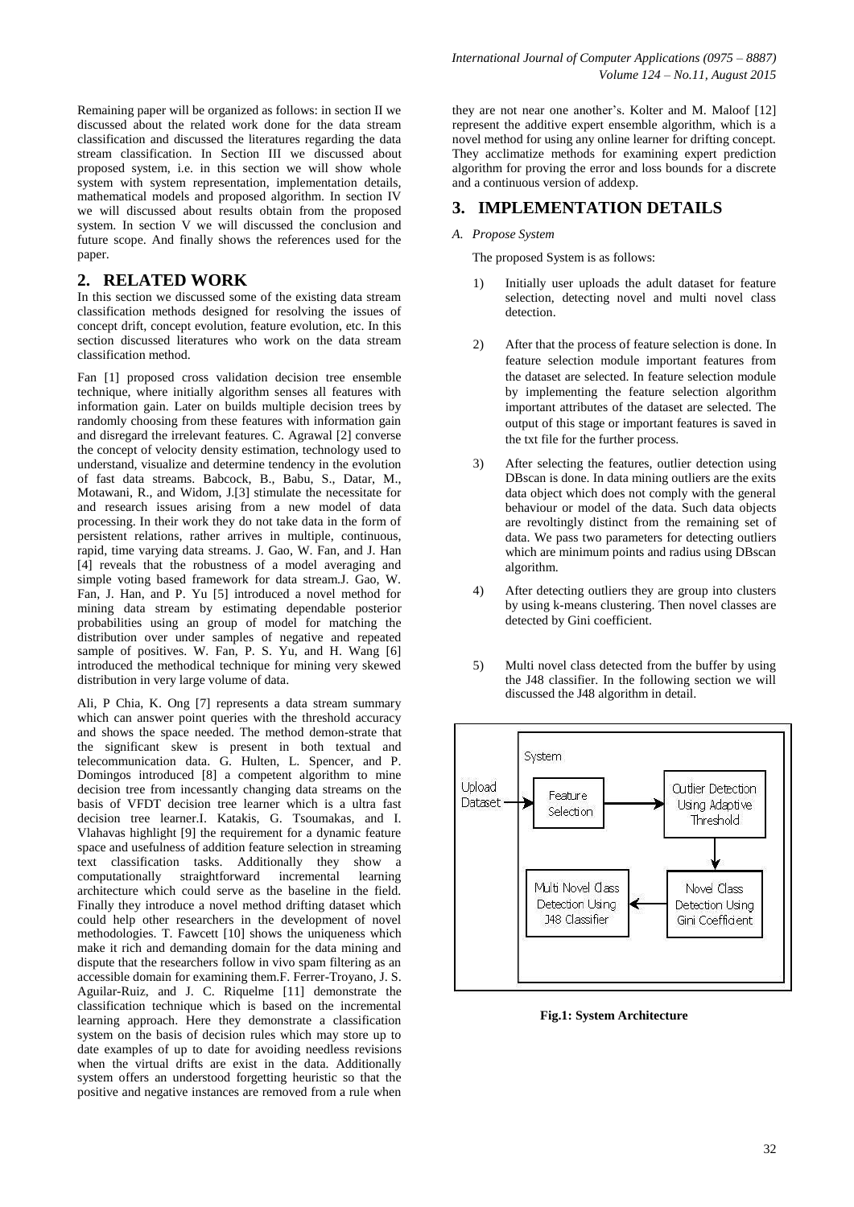Remaining paper will be organized as follows: in section II we discussed about the related work done for the data stream classification and discussed the literatures regarding the data stream classification. In Section III we discussed about proposed system, i.e. in this section we will show whole system with system representation, implementation details, mathematical models and proposed algorithm. In section IV we will discussed about results obtain from the proposed system. In section V we will discussed the conclusion and future scope. And finally shows the references used for the paper.

## 2. RELATED WORK

In this section we discussed some of the existing data stream classification methods designed for resolving the issues of concept drift, concept evolution, feature evolution, etc. In this section discussed literatures who work on the data stream classification method.

Fan [1] proposed cross validation decision tree ensemble technique, where initially algorithm senses all features with information gain. Later on builds multiple decision trees by randomly choosing from these features with information gain and disregard the irrelevant features. C. Agrawal [2] converse the concept of velocity density estimation, technology used to understand, visualize and determine tendency in the evolution of fast data streams. Babcock, B., Babu, S., Datar, M., Motawani, R., and Widom, J.[3] stimulate the necessitate for and research issues arising from a new model of data processing. In their work they do not take data in the form of persistent relations, rather arrives in multiple, continuous, rapid, time varying data streams. J. Gao, W. Fan, and J. Han [4] reveals that the robustness of a model averaging and simple voting based framework for data stream.J. Gao, W. Fan, J. Han, and P. Yu [5] introduced a novel method for mining data stream by estimating dependable posterior probabilities using an group of model for matching the distribution over under samples of negative and repeated sample of positives. W. Fan, P. S. Yu, and H. Wang [6] introduced the methodical technique for mining very skewed distribution in very large volume of data.

Ali, P Chia, K. Ong [7] represents a data stream summary which can answer point queries with the threshold accuracy and shows the space needed. The method demon-strate that the significant skew is present in both textual and telecommunication data. G. Hulten, L. Spencer, and P. Domingos introduced [8] a competent algorithm to mine decision tree from incessantly changing data streams on the basis of VFDT decision tree learner which is a ultra fast decision tree learner.I. Katakis, G. Tsoumakas, and I. Vlahavas highlight [9] the requirement for a dynamic feature space and usefulness of addition feature selection in streaming text classification tasks. Additionally they show a computationally straightforward incremental learning architecture which could serve as the baseline in the field. Finally they introduce a novel method drifting dataset which could help other researchers in the development of novel methodologies. T. Fawcett [10] shows the uniqueness which make it rich and demanding domain for the data mining and dispute that the researchers follow in vivo spam filtering as an accessible domain for examining them.F. Ferrer-Troyano, J. S. Aguilar-Ruiz, and J. C. Riquelme [11] demonstrate the classification technique which is based on the incremental learning approach. Here they demonstrate a classification system on the basis of decision rules which may store up to date examples of up to date for avoiding needless revisions when the virtual drifts are exist in the data. Additionally system offers an understood forgetting heuristic so that the positive and negative instances are removed from a rule when they are not near one another's. Kolter and M. Maloof [12] represent the additive expert ensemble algorithm, which is a novel method for using any online learner for drifting concept. They acclimatize methods for examining expert prediction algorithm for proving the error and loss bounds for a discrete and a continuous version of addexp.

## 3. IMPLEMENTATION DETAILS

### *A. Propose System*

The proposed System is as follows:

1) Initially user uploads the adult dataset for feature selection, detecting novel and multi novel class detection.

2) After that the process of feature selection is done. In feature selection module important features from the dataset are selected. In feature selection module by implementing the feature selection algorithm important attributes of the dataset are selected. The output of this stage or important features is saved in the txt file for the further process.

3) After selecting the features, outlier detection using DBscan is done. In data mining outliers are the exits data object which does not comply with the general behaviour or model of the data. Such data objects are revoltingly distinct from the remaining set of data. We pass two parameters for detecting outliers which are minimum points and radius using DBscan algorithm.

4) After detecting outliers they are group into clusters by using k-means clustering. Then novel classes are detected by Gini coefficient.

5) Multi novel class detected from the buffer by using the J48 classifier. In the following section we will discussed the J48 algorithm in detail.

System

Upload Dataset → Feature Selection → Outlier Detection Using Adaptive Threshold → Novel Class Detection Using Gini Coefficient → Multi Novel Class Detection Using J48 Classifier

**Fig.1: System Architecture**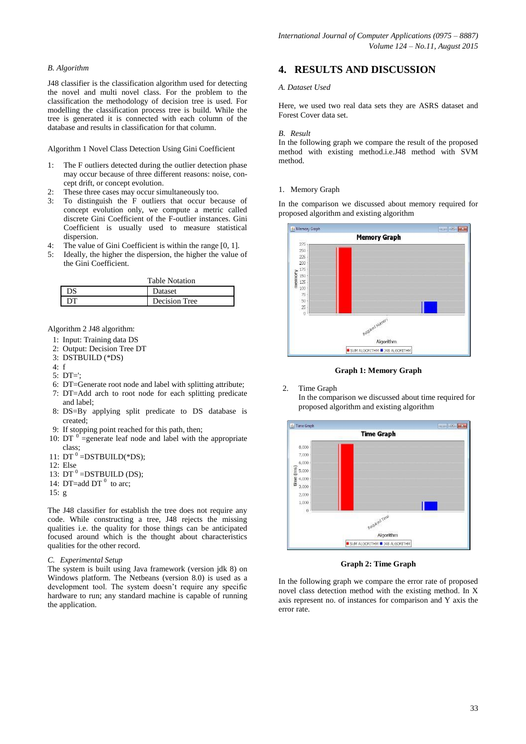*B. Algorithm*

J48 classifier is the classification algorithm used for detecting the novel and multi novel class. For the problem to the classification the methodology of decision tree is used. For modelling the classification process tree is build. While the tree is generated it is connected with each column of the database and results in classification for that column.

Algorithm 1 Novel Class Detection Using Gini Coefficient

1: The F outliers detected during the outlier detection phase may occur because of three different reasons: noise, concept drift, or concept evolution.
2: These three cases may occur simultaneously too.
3: To distinguish the F outliers that occur because of concept evolution only, we compute a metric called discrete Gini Coefficient of the F-outlier instances. Gini Coefficient is usually used to measure statistical dispersion.
4: The value of Gini Coefficient is within the range [0, 1].
5: Ideally, the higher the dispersion, the higher the value of the Gini Coefficient.

Table Notation

| DS | Dataset |
|---|---|
| DT | Decision Tree |

Algorithm 2 J48 algorithm:

1: Input: Training data DS
2: Output: Decision Tree DT
3: DSTBUILD (*DS)
4: f
5: DT=';
6: DT=Generate root node and label with splitting attribute;
7: DT=Add arch to root node for each splitting predicate and label;
8: DS=By applying split predicate to DS database is created;
9: If stopping point reached for this path, then;
10: DT $^{0}$ =generate leaf node and label with the appropriate class;
11: DT $^{0}$ =DSTBUILD(*DS);
12: Else
13: DT $^{0}$ =DSTBUILD (DS);
14: DT=add DT $^{0}$ to arc;
15: g

The J48 classifier for establish the tree does not require any code. While constructing a tree, J48 rejects the missing qualities i.e. the quality for those things can be anticipated focused around which is the thought about characteristics qualities for the other record.

*C. Experimental Setup*

The system is built using Java framework (version jdk 8) on Windows platform. The Netbeans (version 8.0) is used as a development tool. The system doesn't require any specific hardware to run; any standard machine is capable of running the application.

## 4. RESULTS AND DISCUSSION

*A. Dataset Used*

Here, we used two real data sets they are ASRS dataset and Forest Cover data set.

*B. Result*

In the following graph we compare the result of the proposed method with existing method.i.e.J48 method with SVM method.

1. Memory Graph

In the comparison we discussed about memory required for proposed algorithm and existing algorithm

**Graph 1: Memory Graph**

2. Time Graph

In the comparison we discussed about time required for proposed algorithm and existing algorithm

**Graph 2: Time Graph**

In the following graph we compare the error rate of proposed novel class detection method with the existing method. In X axis represent no. of instances for comparison and Y axis the error rate.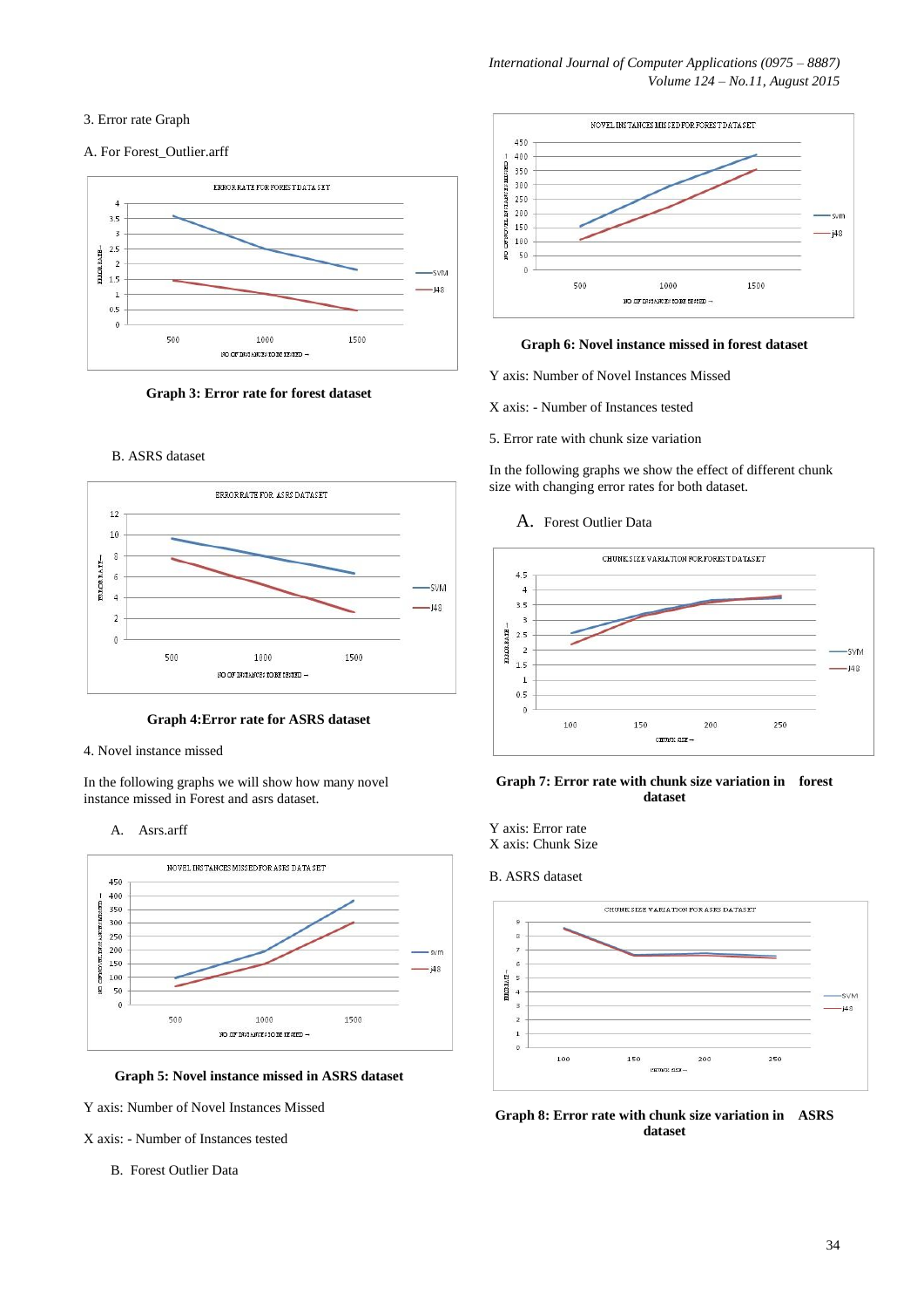3. Error rate Graph

A. For Forest_Outlier.arff

**Graph 3: Error rate for forest dataset**

B. ASRS dataset

**Graph 4:Error rate for ASRS dataset**

4. Novel instance missed

In the following graphs we will show how many novel instance missed in Forest and asrs dataset.

A. Asrs.arff

**Graph 5: Novel instance missed in ASRS dataset**

Y axis: Number of Novel Instances Missed

X axis: - Number of Instances tested

B. Forest Outlier Data

**Graph 6: Novel instance missed in forest dataset**

Y axis: Number of Novel Instances Missed

X axis: - Number of Instances tested

5. Error rate with chunk size variation

In the following graphs we show the effect of different chunk size with changing error rates for both dataset.

A. Forest Outlier Data

**Graph 7: Error rate with chunk size variation in forest dataset**

Y axis: Error rate
X axis: Chunk Size

B. ASRS dataset

**Graph 8: Error rate with chunk size variation in ASRS dataset**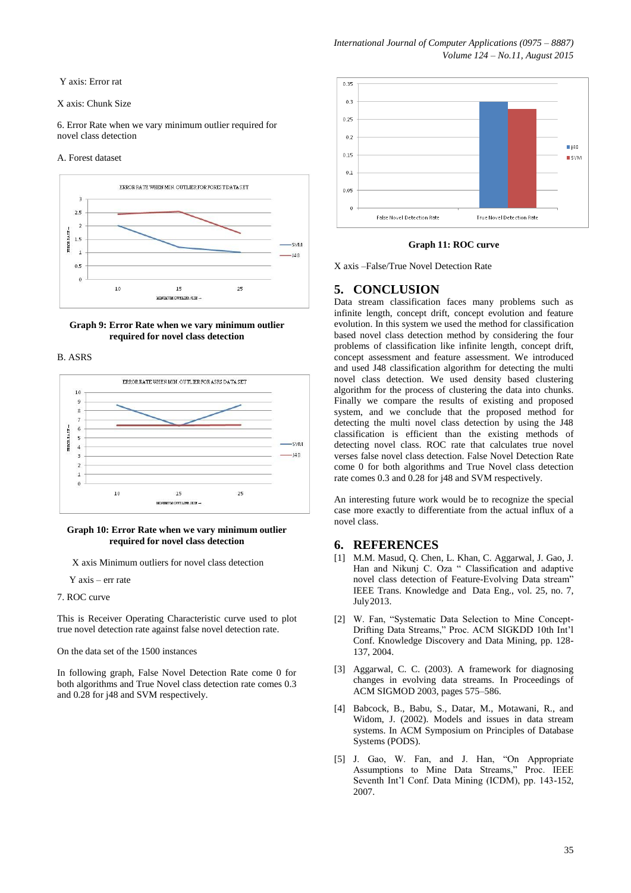Y axis: Error rat

X axis: Chunk Size

6. Error Rate when we vary minimum outlier required for novel class detection

A. Forest dataset

**Graph 9: Error Rate when we vary minimum outlier required for novel class detection**

B. ASRS

**Graph 10: Error Rate when we vary minimum outlier required for novel class detection**

X axis Minimum outliers for novel class detection

Y axis – err rate

7. ROC curve

This is Receiver Operating Characteristic curve used to plot true novel detection rate against false novel detection rate.

On the data set of the 1500 instances

In following graph, False Novel Detection Rate come 0 for both algorithms and True Novel class detection rate comes 0.3 and 0.28 for j48 and SVM respectively.

**Graph 11: ROC curve**

X axis –False/True Novel Detection Rate

## 5. CONCLUSION

Data stream classification faces many problems such as infinite length, concept drift, concept evolution and feature evolution. In this system we used the method for classification based novel class detection method by considering the four problems of classification like infinite length, concept drift, concept assessment and feature assessment. We introduced and used J48 classification algorithm for detecting the multi novel class detection. We used density based clustering algorithm for the process of clustering the data into chunks. Finally we compare the results of existing and proposed system, and we conclude that the proposed method for detecting the multi novel class detection by using the J48 classification is efficient than the existing methods of detecting novel class. ROC rate that calculates true novel verses false novel class detection. False Novel Detection Rate come 0 for both algorithms and True Novel class detection rate comes 0.3 and 0.28 for j48 and SVM respectively.

An interesting future work would be to recognize the special case more exactly to differentiate from the actual influx of a novel class.

## 6. REFERENCES

[1] M.M. Masud, Q. Chen, L. Khan, C. Aggarwal, J. Gao, J. Han and Nikunj C. Oza " Classification and adaptive novel class detection of Feature-Evolving Data stream" IEEE Trans. Knowledge and Data Eng., vol. 25, no. 7, July 2013.

[2] W. Fan, "Systematic Data Selection to Mine Concept-Drifting Data Streams," Proc. ACM SIGKDD 10th Int'l Conf. Knowledge Discovery and Data Mining, pp. 128-137, 2004.

[3] Aggarwal, C. C. (2003). A framework for diagnosing changes in evolving data streams. In Proceedings of ACM SIGMOD 2003, pages 575–586.

[4] Babcock, B., Babu, S., Datar, M., Motawani, R., and Widom, J. (2002). Models and issues in data stream systems. In ACM Symposium on Principles of Database Systems (PODS).

[5] J. Gao, W. Fan, and J. Han, "On Appropriate Assumptions to Mine Data Streams," Proc. IEEE Seventh Int'l Conf. Data Mining (ICDM), pp. 143-152, 2007.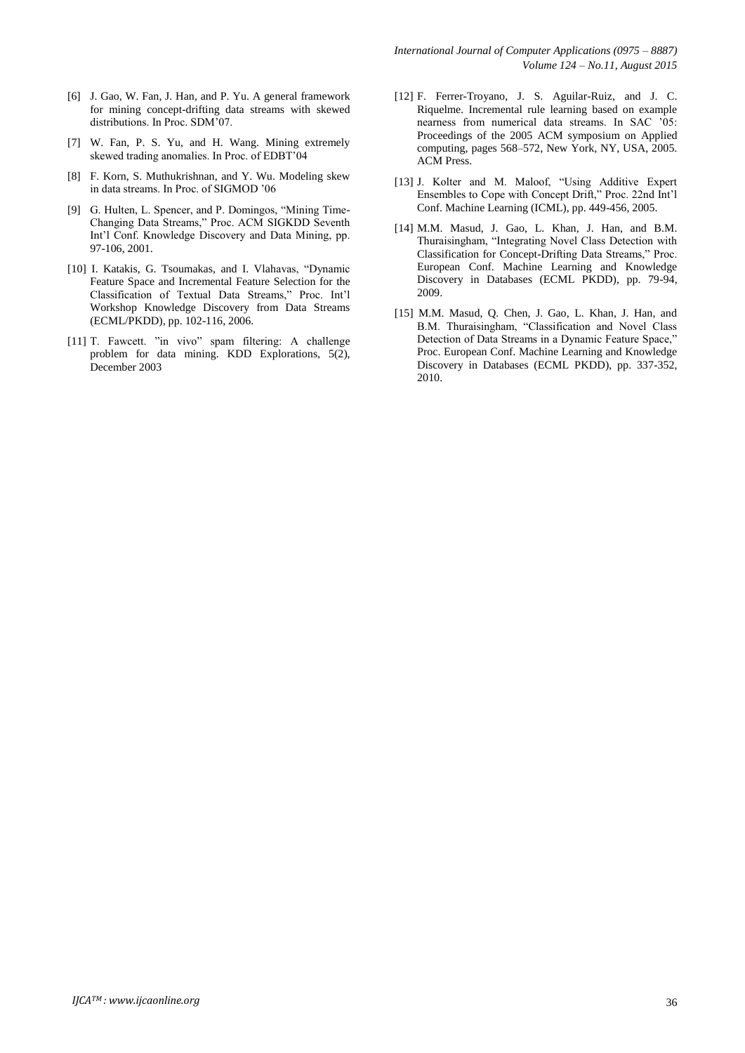[6] J. Gao, W. Fan, J. Han, and P. Yu. A general framework for mining concept-drifting data streams with skewed distributions. In Proc. SDM'07.

[7] W. Fan, P. S. Yu, and H. Wang. Mining extremely skewed trading anomalies. In Proc. of EDBT'04

[8] F. Korn, S. Muthukrishnan, and Y. Wu. Modeling skew in data streams. In Proc. of SIGMOD '06

[9] G. Hulten, L. Spencer, and P. Domingos, "Mining Time-Changing Data Streams," Proc. ACM SIGKDD Seventh Int'l Conf. Knowledge Discovery and Data Mining, pp. 97-106, 2001.

[10] I. Katakis, G. Tsoumakas, and I. Vlahavas, "Dynamic Feature Space and Incremental Feature Selection for the Classification of Textual Data Streams," Proc. Int'l Workshop Knowledge Discovery from Data Streams (ECML/PKDD), pp. 102-116, 2006.

[11] T. Fawcett. "in vivo" spam filtering: A challenge problem for data mining. KDD Explorations, 5(2), December 2003

[12] F. Ferrer-Troyano, J. S. Aguilar-Ruiz, and J. C. Riquelme. Incremental rule learning based on example nearness from numerical data streams. In SAC '05: Proceedings of the 2005 ACM symposium on Applied computing, pages 568–572, New York, NY, USA, 2005. ACM Press.

[13] J. Kolter and M. Maloof, "Using Additive Expert Ensembles to Cope with Concept Drift," Proc. 22nd Int'l Conf. Machine Learning (ICML), pp. 449-456, 2005.

[14] M.M. Masud, J. Gao, L. Khan, J. Han, and B.M. Thuraisingham, "Integrating Novel Class Detection with Classification for Concept-Drifting Data Streams," Proc. European Conf. Machine Learning and Knowledge Discovery in Databases (ECML PKDD), pp. 79-94, 2009.

[15] M.M. Masud, Q. Chen, J. Gao, L. Khan, J. Han, and B.M. Thuraisingham, "Classification and Novel Class Detection of Data Streams in a Dynamic Feature Space," Proc. European Conf. Machine Learning and Knowledge Discovery in Databases (ECML PKDD), pp. 337-352, 2010.